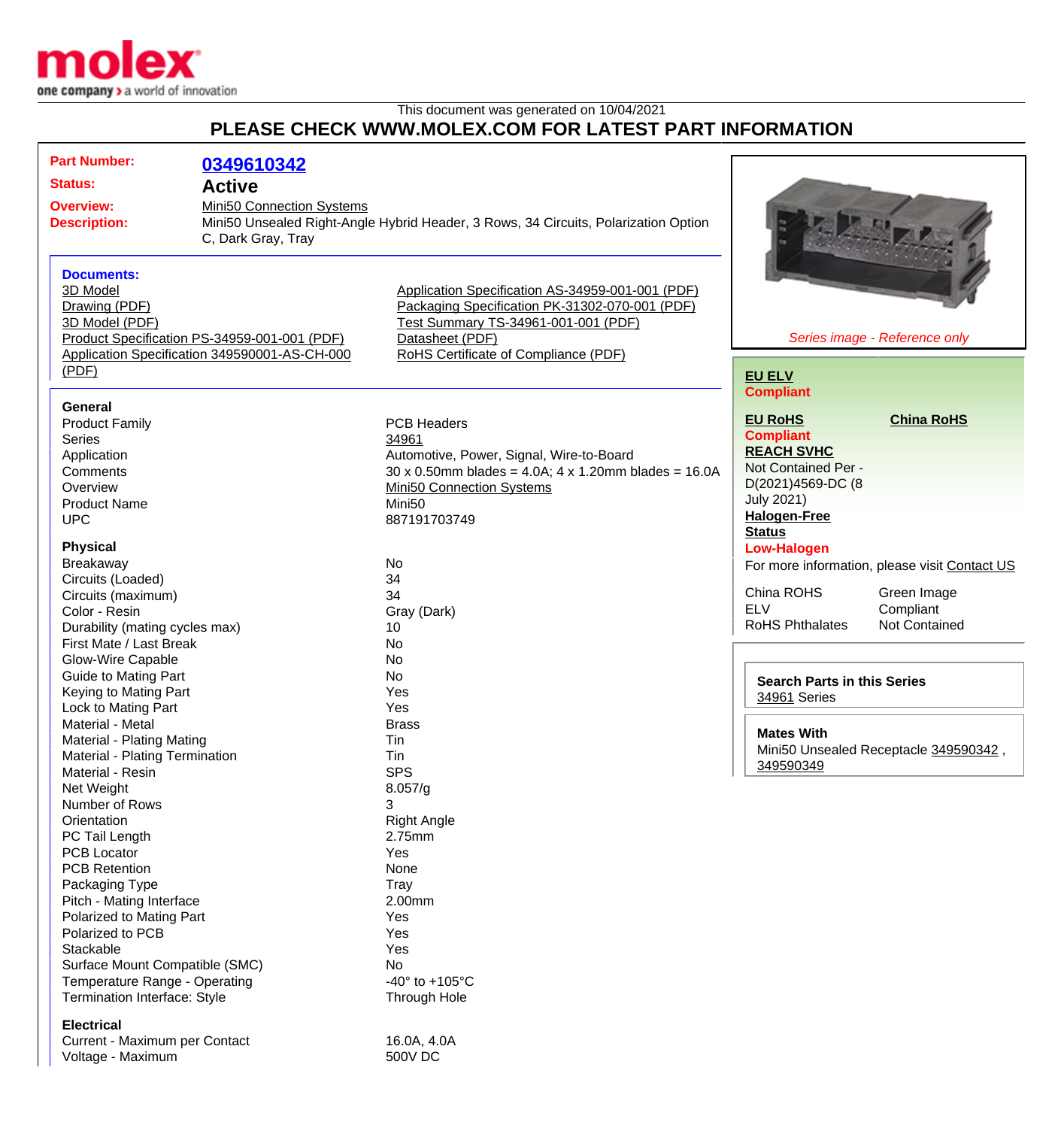This document was generated on 10/04/2021

# PLEASE CHECK WWW.MOLEX.COM FOR LATEST PART INFORMATION

| | |
|---|---|
| **Part Number:** | **0349610342** |
| **Status:** | **Active** |
| **Overview:** | Mini50 Connection Systems |
| **Description:** | Mini50 Unsealed Right-Angle Hybrid Header, 3 Rows, 34 Circuits, Polarization Option C, Dark Gray, Tray |

*Series image - Reference only*

**Documents:**

- 3D Model
- Drawing (PDF)
- 3D Model (PDF)
- Product Specification PS-34959-001-001 (PDF)
- Application Specification 349590001-AS-CH-000 (PDF)
- Application Specification AS-34959-001-001 (PDF)
- Packaging Specification PK-31302-070-001 (PDF)
- Test Summary TS-34961-001-001 (PDF)
- Datasheet (PDF)
- RoHS Certificate of Compliance (PDF)

**EU ELV**
**Compliant**

**EU RoHS** **China RoHS**
**Compliant**

**REACH SVHC**
Not Contained Per - D(2021)4569-DC (8 July 2021)

**Halogen-Free Status**
**Low-Halogen**

For more information, please visit Contact US

| | |
|---|---|
| China ROHS | Green Image |
| ELV | Compliant |
| RoHS Phthalates | Not Contained |

**Search Parts in this Series**
34961 Series

**Mates With**
Mini50 Unsealed Receptacle 349590342 , 349590349

### General

| | |
|---|---|
| Product Family | PCB Headers |
| Series | 34961 |
| Application | Automotive, Power, Signal, Wire-to-Board |
| Comments | 30 x 0.50mm blades = 4.0A; 4 x 1.20mm blades = 16.0A |
| Overview | Mini50 Connection Systems |
| Product Name | Mini50 |
| UPC | 887191703749 |

### Physical

| | |
|---|---|
| Breakaway | No |
| Circuits (Loaded) | 34 |
| Circuits (maximum) | 34 |
| Color - Resin | Gray (Dark) |
| Durability (mating cycles max) | 10 |
| First Mate / Last Break | No |
| Glow-Wire Capable | No |
| Guide to Mating Part | No |
| Keying to Mating Part | Yes |
| Lock to Mating Part | Yes |
| Material - Metal | Brass |
| Material - Plating Mating | Tin |
| Material - Plating Termination | Tin |
| Material - Resin | SPS |
| Net Weight | 8.057/g |
| Number of Rows | 3 |
| Orientation | Right Angle |
| PC Tail Length | 2.75mm |
| PCB Locator | Yes |
| PCB Retention | None |
| Packaging Type | Tray |
| Pitch - Mating Interface | 2.00mm |
| Polarized to Mating Part | Yes |
| Polarized to PCB | Yes |
| Stackable | Yes |
| Surface Mount Compatible (SMC) | No |
| Temperature Range - Operating | -40° to +105°C |
| Termination Interface: Style | Through Hole |

### Electrical

| | |
|---|---|
| Current - Maximum per Contact | 16.0A, 4.0A |
| Voltage - Maximum | 500V DC |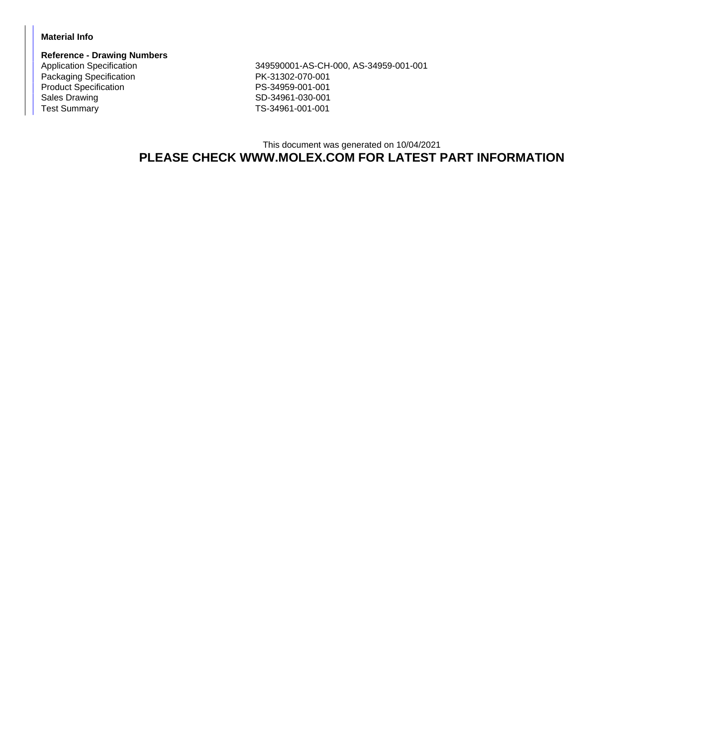**Material Info**

**Reference - Drawing Numbers**

| | |
|---|---|
| Application Specification | 349590001-AS-CH-000, AS-34959-001-001 |
| Packaging Specification | PK-31302-070-001 |
| Product Specification | PS-34959-001-001 |
| Sales Drawing | SD-34961-030-001 |
| Test Summary | TS-34961-001-001 |

This document was generated on 10/04/2021

**PLEASE CHECK WWW.MOLEX.COM FOR LATEST PART INFORMATION**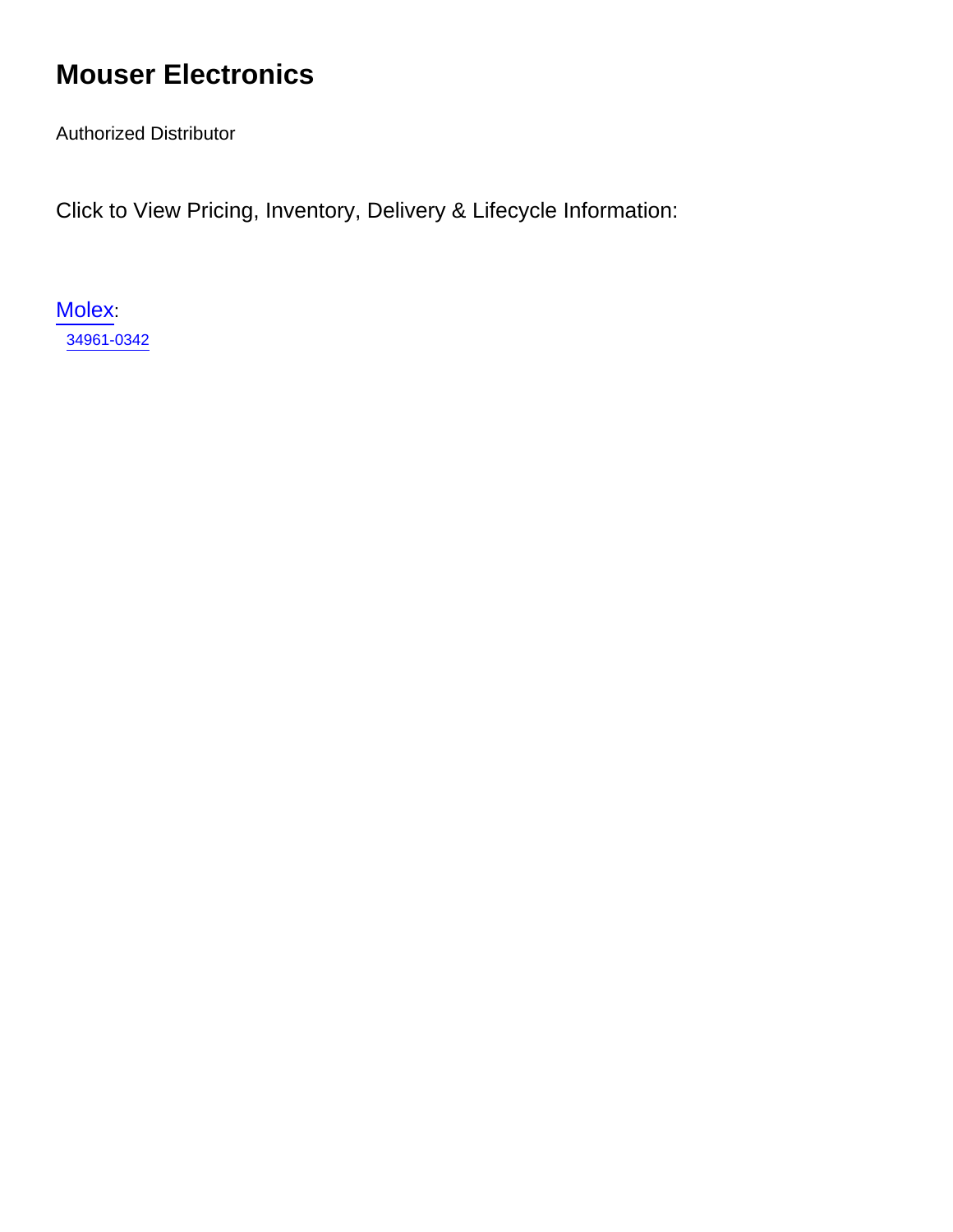# Mouser Electronics

Authorized Distributor

Click to View Pricing, Inventory, Delivery & Lifecycle Information:

Molex:

34961-0342